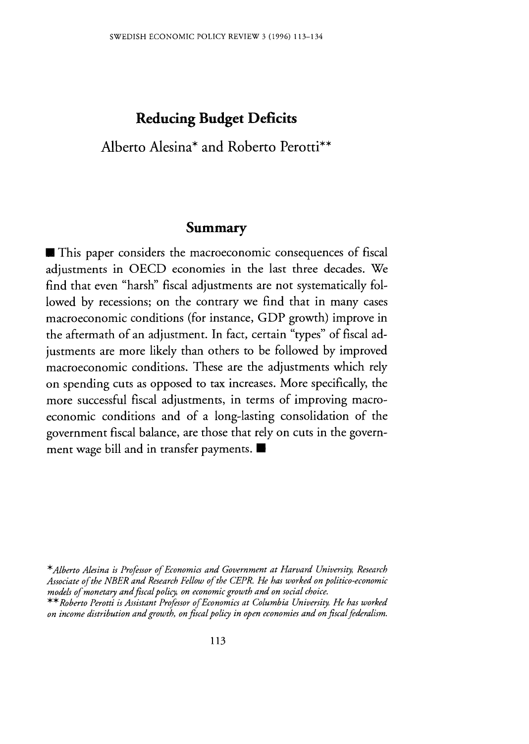# Reducing Budget Deficits

## Alberto Alesina* and Roberto Perotti**

## Summary

■ This paper considers the macroeconomic consequences of fiscal adjustments in OECD economies in the last three decades. We find that even "harsh" fiscal adjustments are not systematically followed by recessions; on the contrary we find that in many cases macroeconomic conditions (for instance, GDP growth) improve in the aftermath of an adjustment. In fact, certain "types" of fiscal adjustments are more likely than others to be followed by improved macroeconomic conditions. These are the adjustments which rely on spending cuts as opposed to tax increases. More specifically, the more successful fiscal adjustments, in terms of improving macroeconomic conditions and of a long-lasting consolidation of the government fiscal balance, are those that rely on cuts in the government wage bill and in transfer payments. ■

*\*Alberto Alesina is Professor of Economics and Government at Harvard University, Research Associate of the NBER and Research Fellow of the CEPR. He has worked on politico-economic models of monetary and fiscal policy, on economic growth and on social choice.*

*\*\*Roberto Perotti is Assistant Professor of Economics at Columbia University. He has worked on income distribution and growth, on fiscal policy in open economies and on fiscal federalism.*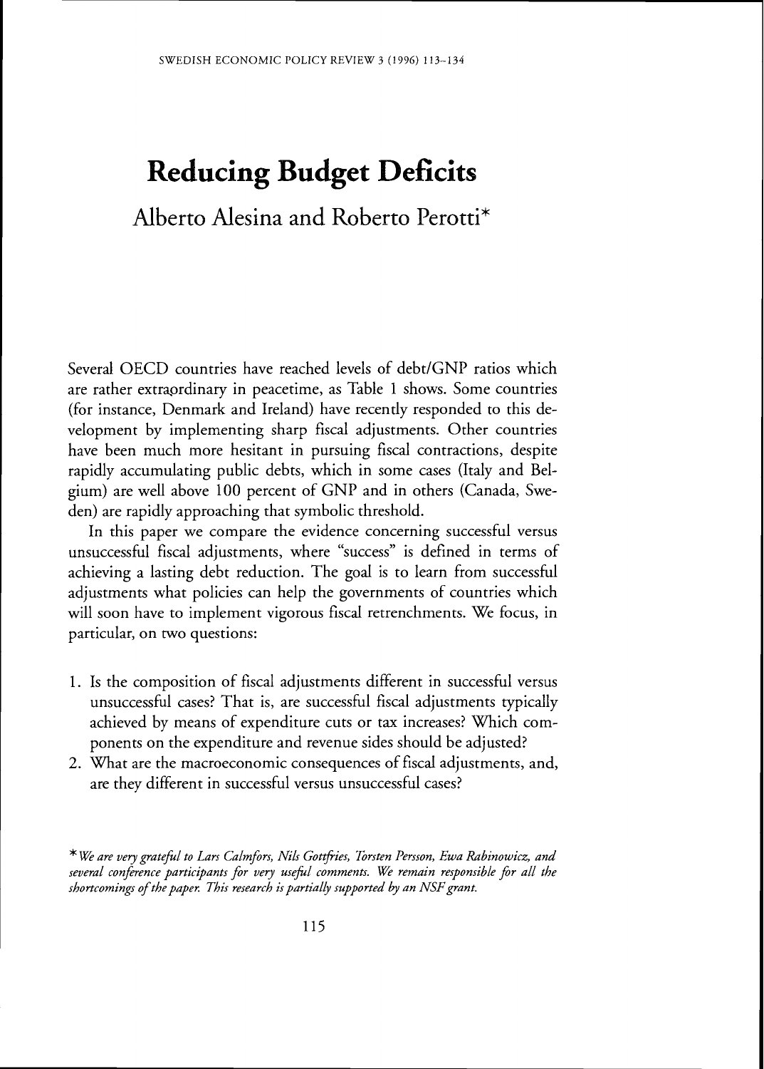# Reducing Budget Deficits

## Alberto Alesina and Roberto Perotti*

Several OECD countries have reached levels of debt/GNP ratios which are rather extraordinary in peacetime, as Table 1 shows. Some countries (for instance, Denmark and Ireland) have recently responded to this development by implementing sharp fiscal adjustments. Other countries have been much more hesitant in pursuing fiscal contractions, despite rapidly accumulating public debts, which in some cases (Italy and Belgium) are well above 100 percent of GNP and in others (Canada, Sweden) are rapidly approaching that symbolic threshold.

In this paper we compare the evidence concerning successful versus unsuccessful fiscal adjustments, where "success" is defined in terms of achieving a lasting debt reduction. The goal is to learn from successful adjustments what policies can help the governments of countries which will soon have to implement vigorous fiscal retrenchments. We focus, in particular, on two questions:

1. Is the composition of fiscal adjustments different in successful versus unsuccessful cases? That is, are successful fiscal adjustments typically achieved by means of expenditure cuts or tax increases? Which components on the expenditure and revenue sides should be adjusted?
2. What are the macroeconomic consequences of fiscal adjustments, and, are they different in successful versus unsuccessful cases?

*\* We are very grateful to Lars Calmfors, Nils Gottfries, Torsten Persson, Ewa Rabinowicz, and several conference participants for very useful comments. We remain responsible for all the shortcomings of the paper. This research is partially supported by an NSF grant.*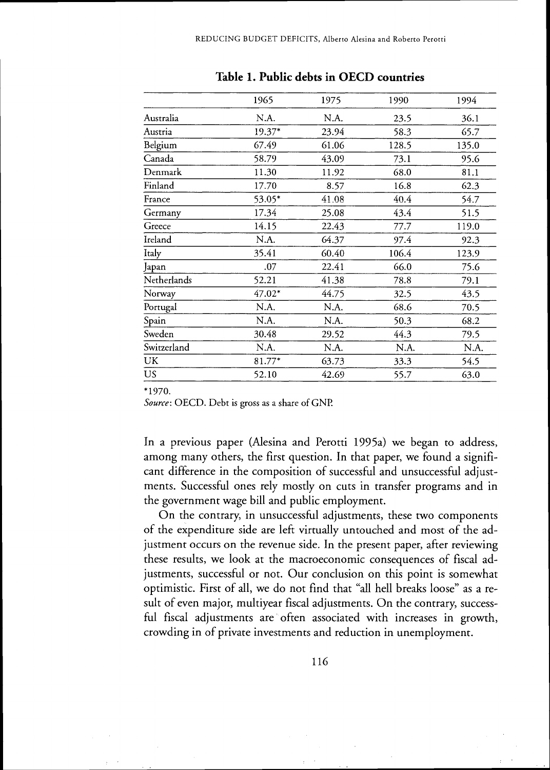**Table 1. Public debts in OECD countries**

| | 1965 | 1975 | 1990 | 1994 |
|---|---|---|---|---|
| Australia | N.A. | N.A. | 23.5 | 36.1 |
| Austria | 19.37* | 23.94 | 58.3 | 65.7 |
| Belgium | 67.49 | 61.06 | 128.5 | 135.0 |
| Canada | 58.79 | 43.09 | 73.1 | 95.6 |
| Denmark | 11.30 | 11.92 | 68.0 | 81.1 |
| Finland | 17.70 | 8.57 | 16.8 | 62.3 |
| France | 53.05* | 41.08 | 40.4 | 54.7 |
| Germany | 17.34 | 25.08 | 43.4 | 51.5 |
| Greece | 14.15 | 22.43 | 77.7 | 119.0 |
| Ireland | N.A. | 64.37 | 97.4 | 92.3 |
| Italy | 35.41 | 60.40 | 106.4 | 123.9 |
| Japan | .07 | 22.41 | 66.0 | 75.6 |
| Netherlands | 52.21 | 41.38 | 78.8 | 79.1 |
| Norway | 47.02* | 44.75 | 32.5 | 43.5 |
| Portugal | N.A. | N.A. | 68.6 | 70.5 |
| Spain | N.A. | N.A. | 50.3 | 68.2 |
| Sweden | 30.48 | 29.52 | 44.3 | 79.5 |
| Switzerland | N.A. | N.A. | N.A. | N.A. |
| UK | 81.77* | 63.73 | 33.3 | 54.5 |
| US | 52.10 | 42.69 | 55.7 | 63.0 |

*1970.

*Source*: OECD. Debt is gross as a share of GNP.

In a previous paper (Alesina and Perotti 1995a) we began to address, among many others, the first question. In that paper, we found a significant difference in the composition of successful and unsuccessful adjustments. Successful ones rely mostly on cuts in transfer programs and in the government wage bill and public employment.

On the contrary, in unsuccessful adjustments, these two components of the expenditure side are left virtually untouched and most of the adjustment occurs on the revenue side. In the present paper, after reviewing these results, we look at the macroeconomic consequences of fiscal adjustments, successful or not. Our conclusion on this point is somewhat optimistic. First of all, we do not find that "all hell breaks loose" as a result of even major, multiyear fiscal adjustments. On the contrary, successful fiscal adjustments are often associated with increases in growth, crowding in of private investments and reduction in unemployment.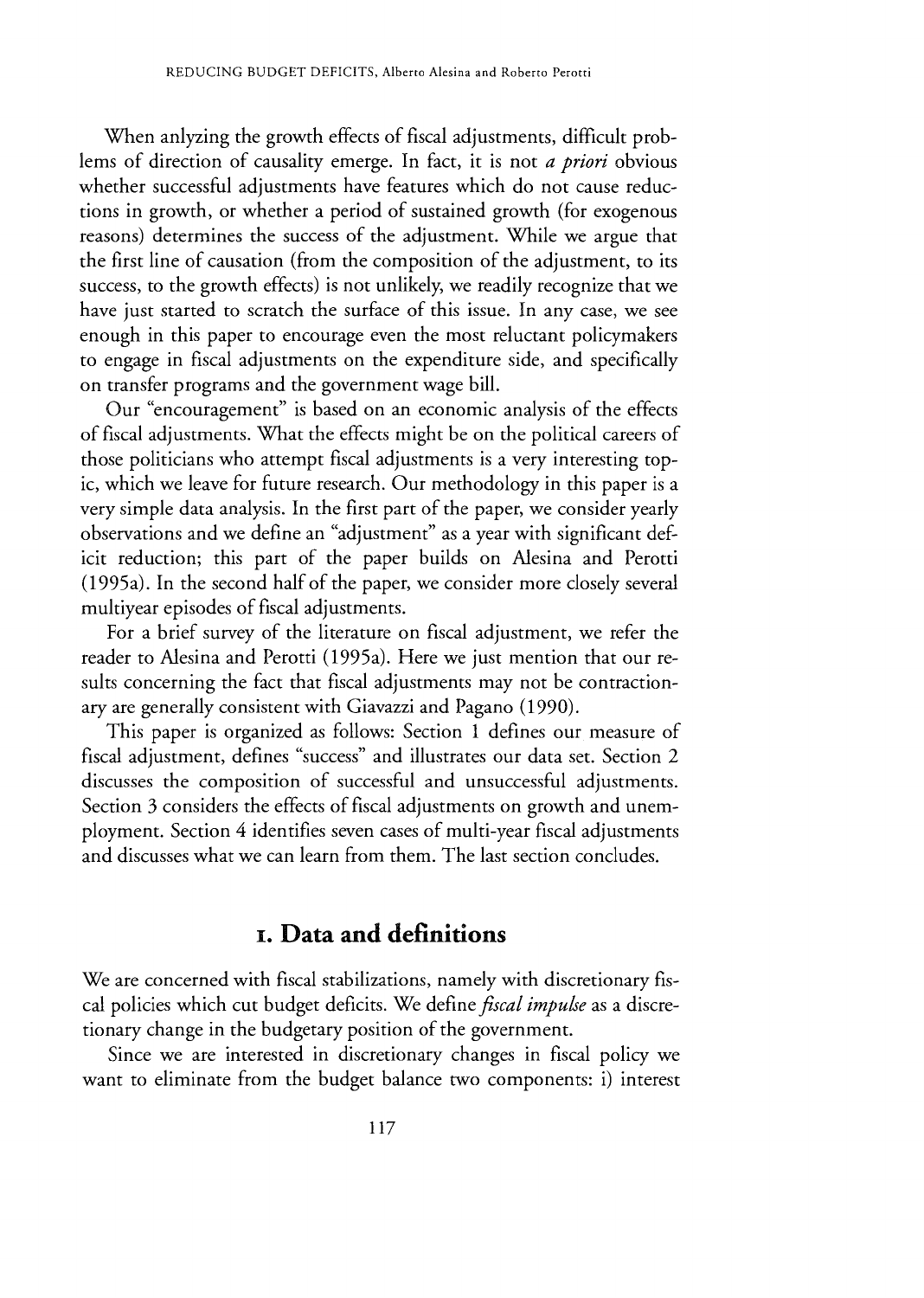When anlyzing the growth effects of fiscal adjustments, difficult problems of direction of causality emerge. In fact, it is not *a priori* obvious whether successful adjustments have features which do not cause reductions in growth, or whether a period of sustained growth (for exogenous reasons) determines the success of the adjustment. While we argue that the first line of causation (from the composition of the adjustment, to its success, to the growth effects) is not unlikely, we readily recognize that we have just started to scratch the surface of this issue. In any case, we see enough in this paper to encourage even the most reluctant policymakers to engage in fiscal adjustments on the expenditure side, and specifically on transfer programs and the government wage bill.

Our "encouragement" is based on an economic analysis of the effects of fiscal adjustments. What the effects might be on the political careers of those politicians who attempt fiscal adjustments is a very interesting topic, which we leave for future research. Our methodology in this paper is a very simple data analysis. In the first part of the paper, we consider yearly observations and we define an "adjustment" as a year with significant deficit reduction; this part of the paper builds on Alesina and Perotti (1995a). In the second half of the paper, we consider more closely several multiyear episodes of fiscal adjustments.

For a brief survey of the literature on fiscal adjustment, we refer the reader to Alesina and Perotti (1995a). Here we just mention that our results concerning the fact that fiscal adjustments may not be contractionary are generally consistent with Giavazzi and Pagano (1990).

This paper is organized as follows: Section 1 defines our measure of fiscal adjustment, defines "success" and illustrates our data set. Section 2 discusses the composition of successful and unsuccessful adjustments. Section 3 considers the effects of fiscal adjustments on growth and unemployment. Section 4 identifies seven cases of multi-year fiscal adjustments and discusses what we can learn from them. The last section concludes.

## 1. Data and definitions

We are concerned with fiscal stabilizations, namely with discretionary fiscal policies which cut budget deficits. We define *fiscal impulse* as a discretionary change in the budgetary position of the government.

Since we are interested in discretionary changes in fiscal policy we want to eliminate from the budget balance two components: i) interest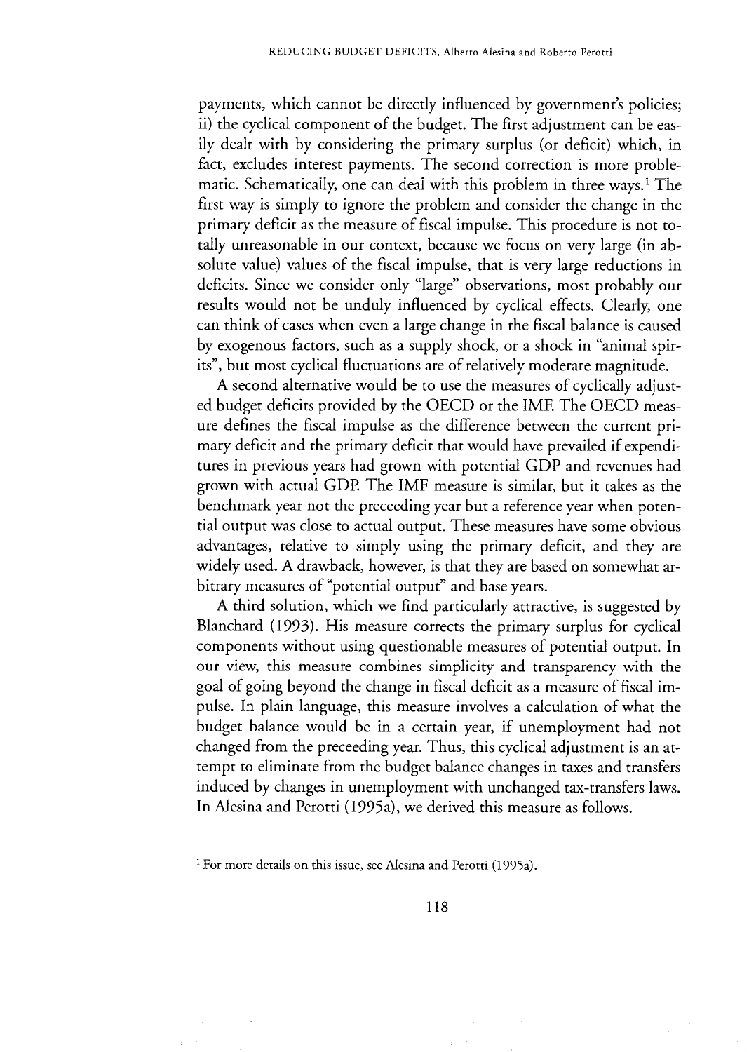payments, which cannot be directly influenced by government's policies; ii) the cyclical component of the budget. The first adjustment can be easily dealt with by considering the primary surplus (or deficit) which, in fact, excludes interest payments. The second correction is more problematic. Schematically, one can deal with this problem in three ways.[1] The first way is simply to ignore the problem and consider the change in the primary deficit as the measure of fiscal impulse. This procedure is not totally unreasonable in our context, because we focus on very large (in absolute value) values of the fiscal impulse, that is very large reductions in deficits. Since we consider only "large" observations, most probably our results would not be unduly influenced by cyclical effects. Clearly, one can think of cases when even a large change in the fiscal balance is caused by exogenous factors, such as a supply shock, or a shock in "animal spirits", but most cyclical fluctuations are of relatively moderate magnitude.

A second alternative would be to use the measures of cyclically adjusted budget deficits provided by the OECD or the IMF. The OECD measure defines the fiscal impulse as the difference between the current primary deficit and the primary deficit that would have prevailed if expenditures in previous years had grown with potential GDP and revenues had grown with actual GDP. The IMF measure is similar, but it takes as the benchmark year not the preceeding year but a reference year when potential output was close to actual output. These measures have some obvious advantages, relative to simply using the primary deficit, and they are widely used. A drawback, however, is that they are based on somewhat arbitrary measures of "potential output" and base years.

A third solution, which we find particularly attractive, is suggested by Blanchard (1993). His measure corrects the primary surplus for cyclical components without using questionable measures of potential output. In our view, this measure combines simplicity and transparency with the goal of going beyond the change in fiscal deficit as a measure of fiscal impulse. In plain language, this measure involves a calculation of what the budget balance would be in a certain year, if unemployment had not changed from the preceeding year. Thus, this cyclical adjustment is an attempt to eliminate from the budget balance changes in taxes and transfers induced by changes in unemployment with unchanged tax-transfers laws. In Alesina and Perotti (1995a), we derived this measure as follows.

[1] For more details on this issue, see Alesina and Perotti (1995a).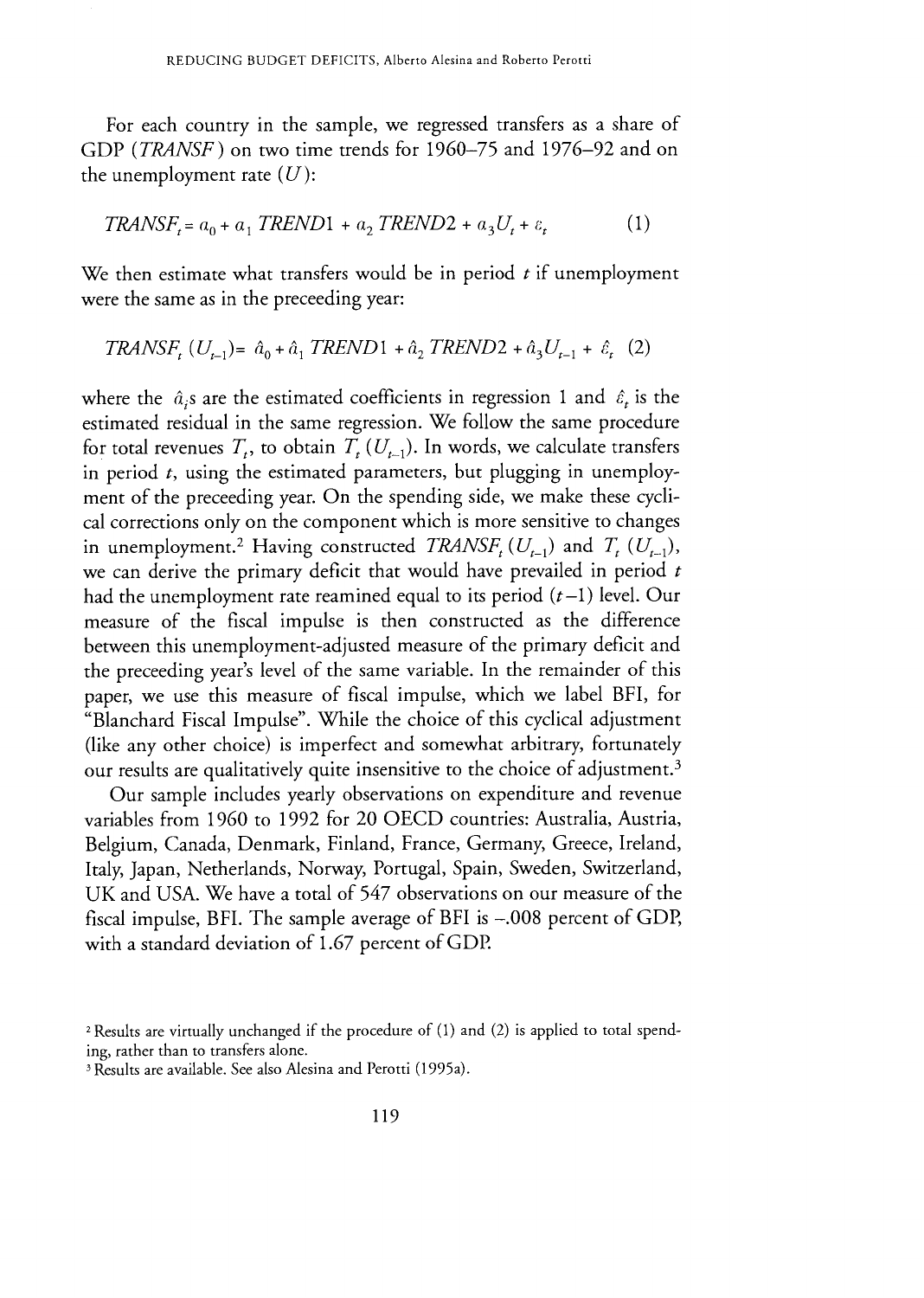For each country in the sample, we regressed transfers as a share of GDP (*TRANSF*) on two time trends for 1960–75 and 1976–92 and on the unemployment rate ($U$):

$$TRANSF_t = a_0 + a_1\, TREND1 + a_2\, TREND2 + a_3 U_t + \varepsilon_t \tag{1}$$

We then estimate what transfers would be in period $t$ if unemployment were the same as in the preceeding year:

$$TRANSF_t\,(U_{t-1}) = \hat{a}_0 + \hat{a}_1\, TREND1 + \hat{a}_2\, TREND2 + \hat{a}_3 U_{t-1} + \hat{\varepsilon}_t \tag{2}$$

where the $\hat{a}_i$s are the estimated coefficients in regression 1 and $\hat{\varepsilon}_t$ is the estimated residual in the same regression. We follow the same procedure for total revenues $T_t$, to obtain $T_t\,(U_{t-1})$. In words, we calculate transfers in period $t$, using the estimated parameters, but plugging in unemployment of the preceeding year. On the spending side, we make these cyclical corrections only on the component which is more sensitive to changes in unemployment.[2] Having constructed $TRANSF_t\,(U_{t-1})$ and $T_t\,(U_{t-1})$, we can derive the primary deficit that would have prevailed in period $t$ had the unemployment rate reamined equal to its period $(t-1)$ level. Our measure of the fiscal impulse is then constructed as the difference between this unemployment-adjusted measure of the primary deficit and the preceeding year's level of the same variable. In the remainder of this paper, we use this measure of fiscal impulse, which we label BFI, for "Blanchard Fiscal Impulse". While the choice of this cyclical adjustment (like any other choice) is imperfect and somewhat arbitrary, fortunately our results are qualitatively quite insensitive to the choice of adjustment.[3]

Our sample includes yearly observations on expenditure and revenue variables from 1960 to 1992 for 20 OECD countries: Australia, Austria, Belgium, Canada, Denmark, Finland, France, Germany, Greece, Ireland, Italy, Japan, Netherlands, Norway, Portugal, Spain, Sweden, Switzerland, UK and USA. We have a total of 547 observations on our measure of the fiscal impulse, BFI. The sample average of BFI is –.008 percent of GDP, with a standard deviation of 1.67 percent of GDP.

---

[2] Results are virtually unchanged if the procedure of (1) and (2) is applied to total spending, rather than to transfers alone.

[3] Results are available. See also Alesina and Perotti (1995a).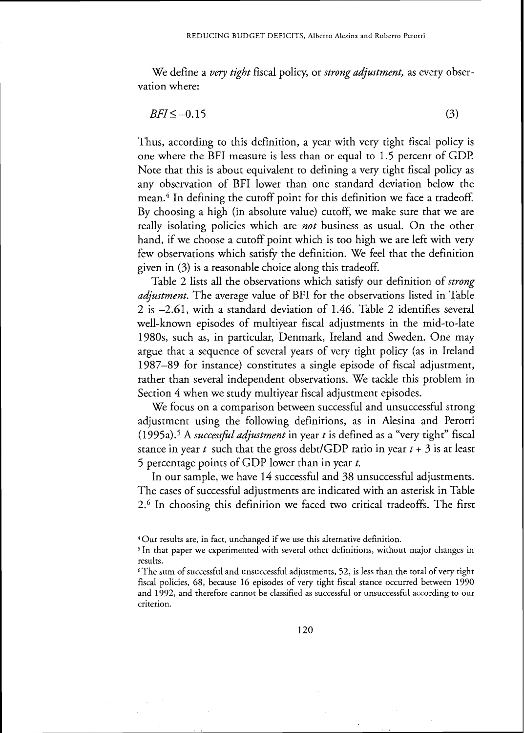We define a *very tight* fiscal policy, or *strong adjustment,* as every observation where:

$$BFI \leq -0.15 \tag{3}$$

Thus, according to this definition, a year with very tight fiscal policy is one where the BFI measure is less than or equal to 1.5 percent of GDP. Note that this is about equivalent to defining a very tight fiscal policy as any observation of BFI lower than one standard deviation below the mean.[4] In defining the cutoff point for this definition we face a tradeoff. By choosing a high (in absolute value) cutoff, we make sure that we are really isolating policies which are *not* business as usual. On the other hand, if we choose a cutoff point which is too high we are left with very few observations which satisfy the definition. We feel that the definition given in (3) is a reasonable choice along this tradeoff.

Table 2 lists all the observations which satisfy our definition of *strong adjustment.* The average value of BFI for the observations listed in Table 2 is –2.61, with a standard deviation of 1.46. Table 2 identifies several well-known episodes of multiyear fiscal adjustments in the mid-to-late 1980s, such as, in particular, Denmark, Ireland and Sweden. One may argue that a sequence of several years of very tight policy (as in Ireland 1987–89 for instance) constitutes a single episode of fiscal adjustment, rather than several independent observations. We tackle this problem in Section 4 when we study multiyear fiscal adjustment episodes.

We focus on a comparison between successful and unsuccessful strong adjustment using the following definitions, as in Alesina and Perotti (1995a).[5] A *successful adjustment* in year $t$ is defined as a "very tight" fiscal stance in year $t$ such that the gross debt/GDP ratio in year $t + 3$ is at least 5 percentage points of GDP lower than in year $t$.

In our sample, we have 14 successful and 38 unsuccessful adjustments. The cases of successful adjustments are indicated with an asterisk in Table 2.[6] In choosing this definition we faced two critical tradeoffs. The first

[4] Our results are, in fact, unchanged if we use this alternative definition.

[5] In that paper we experimented with several other definitions, without major changes in results.

[6] The sum of successful and unsuccessful adjustments, 52, is less than the total of very tight fiscal policies, 68, because 16 episodes of very tight fiscal stance occurred between 1990 and 1992, and therefore cannot be classified as successful or unsuccessful according to our criterion.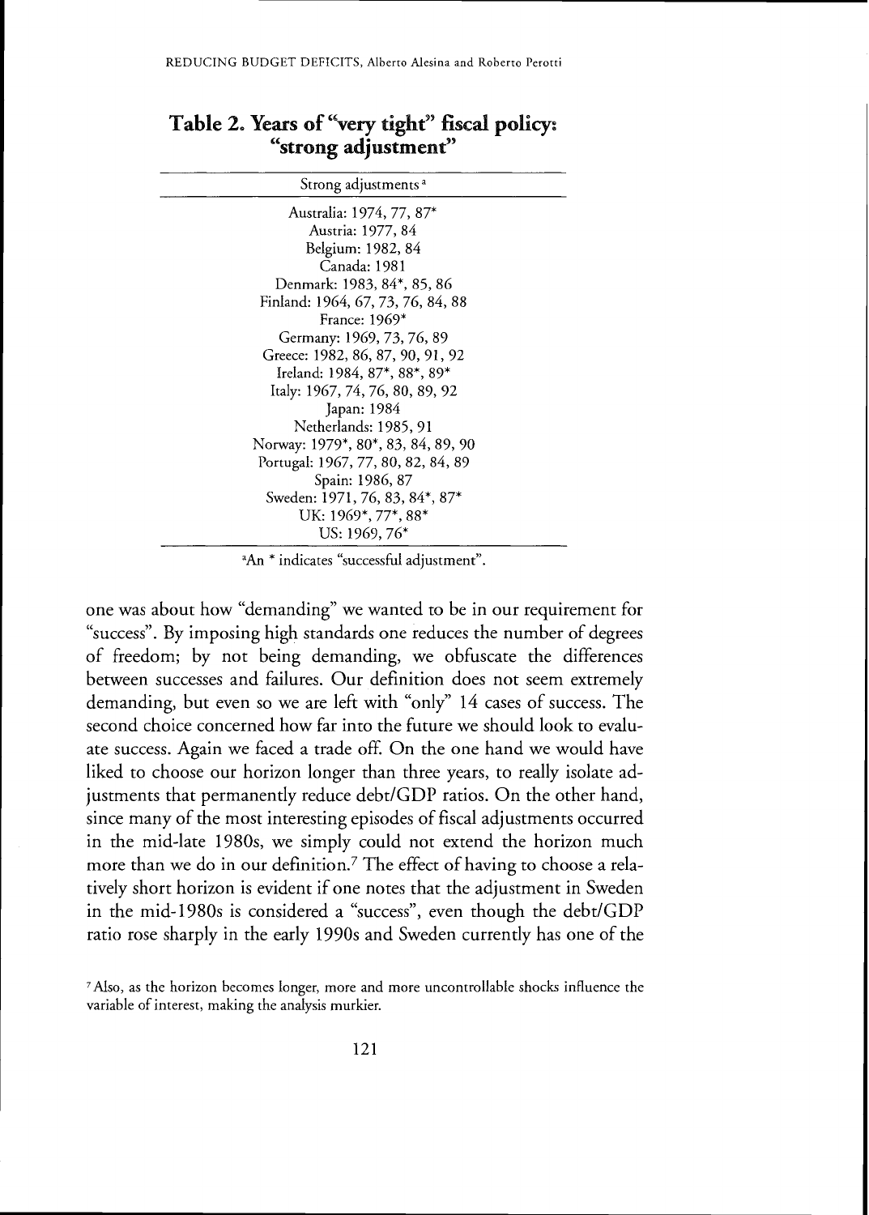**Table 2. Years of "very tight" fiscal policy: "strong adjustment"**

| Strong adjustments[a] |
|---|
| Australia: 1974, 77, 87* |
| Austria: 1977, 84 |
| Belgium: 1982, 84 |
| Canada: 1981 |
| Denmark: 1983, 84*, 85, 86 |
| Finland: 1964, 67, 73, 76, 84, 88 |
| France: 1969* |
| Germany: 1969, 73, 76, 89 |
| Greece: 1982, 86, 87, 90, 91, 92 |
| Ireland: 1984, 87*, 88*, 89* |
| Italy: 1967, 74, 76, 80, 89, 92 |
| Japan: 1984 |
| Netherlands: 1985, 91 |
| Norway: 1979*, 80*, 83, 84, 89, 90 |
| Portugal: 1967, 77, 80, 82, 84, 89 |
| Spain: 1986, 87 |
| Sweden: 1971, 76, 83, 84*, 87* |
| UK: 1969*, 77*, 88* |
| US: 1969, 76* |

[a]An * indicates "successful adjustment".

one was about how "demanding" we wanted to be in our requirement for "success". By imposing high standards one reduces the number of degrees of freedom; by not being demanding, we obfuscate the differences between successes and failures. Our definition does not seem extremely demanding, but even so we are left with "only" 14 cases of success. The second choice concerned how far into the future we should look to evaluate success. Again we faced a trade off. On the one hand we would have liked to choose our horizon longer than three years, to really isolate adjustments that permanently reduce debt/GDP ratios. On the other hand, since many of the most interesting episodes of fiscal adjustments occurred in the mid-late 1980s, we simply could not extend the horizon much more than we do in our definition.[7] The effect of having to choose a relatively short horizon is evident if one notes that the adjustment in Sweden in the mid-1980s is considered a "success", even though the debt/GDP ratio rose sharply in the early 1990s and Sweden currently has one of the

[7] Also, as the horizon becomes longer, more and more uncontrollable shocks influence the variable of interest, making the analysis murkier.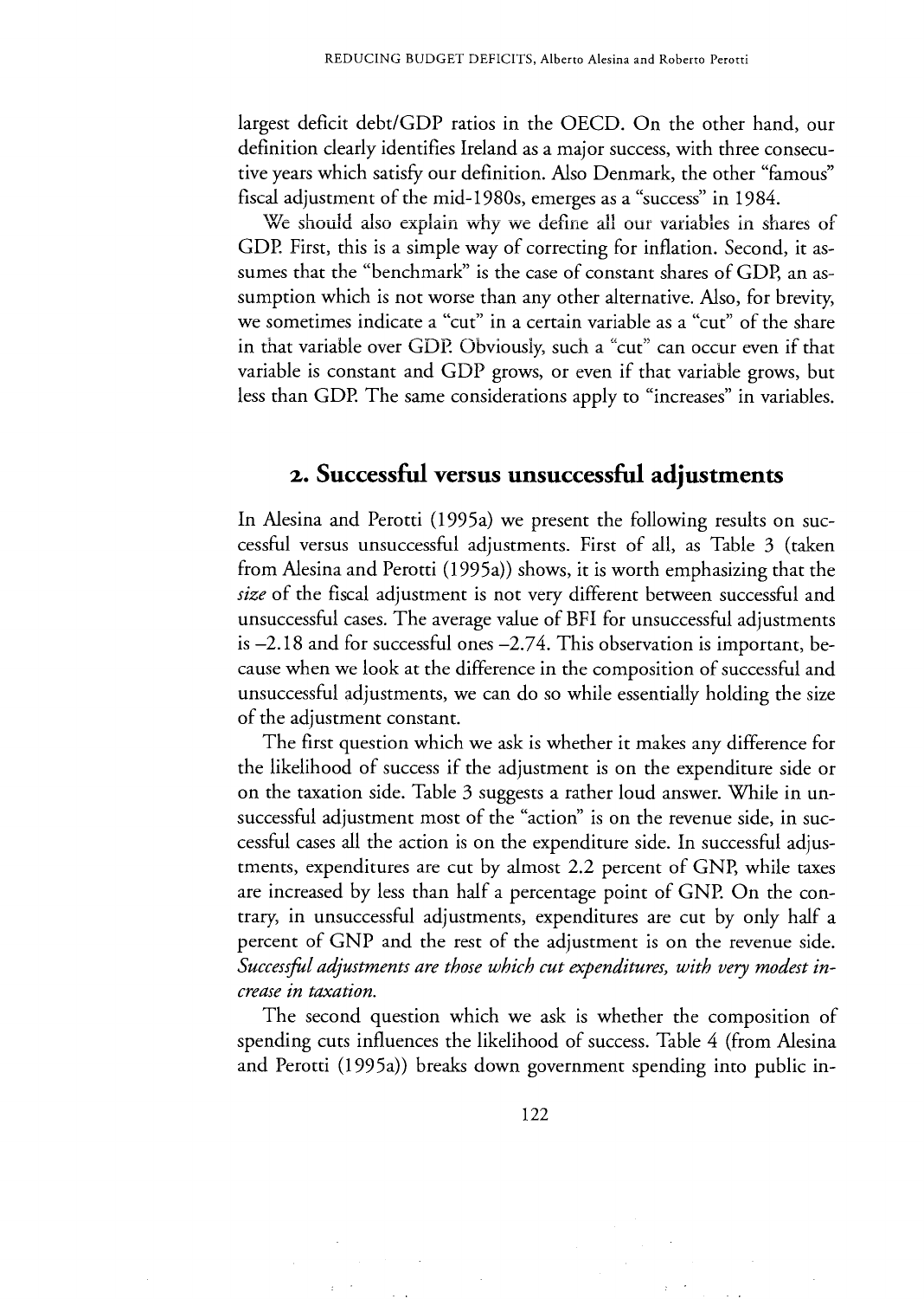largest deficit debt/GDP ratios in the OECD. On the other hand, our definition clearly identifies Ireland as a major success, with three consecutive years which satisfy our definition. Also Denmark, the other "famous" fiscal adjustment of the mid-1980s, emerges as a "success" in 1984.

We should also explain why we define all our variables in shares of GDP. First, this is a simple way of correcting for inflation. Second, it assumes that the "benchmark" is the case of constant shares of GDP, an assumption which is not worse than any other alternative. Also, for brevity, we sometimes indicate a "cut" in a certain variable as a "cut" of the share in that variable over GDP. Obviously, such a "cut" can occur even if that variable is constant and GDP grows, or even if that variable grows, but less than GDP. The same considerations apply to "increases" in variables.

## 2. Successful versus unsuccessful adjustments

In Alesina and Perotti (1995a) we present the following results on successful versus unsuccessful adjustments. First of all, as Table 3 (taken from Alesina and Perotti (1995a)) shows, it is worth emphasizing that the *size* of the fiscal adjustment is not very different between successful and unsuccessful cases. The average value of BFI for unsuccessful adjustments is –2.18 and for successful ones –2.74. This observation is important, because when we look at the difference in the composition of successful and unsuccessful adjustments, we can do so while essentially holding the size of the adjustment constant.

The first question which we ask is whether it makes any difference for the likelihood of success if the adjustment is on the expenditure side or on the taxation side. Table 3 suggests a rather loud answer. While in unsuccessful adjustment most of the "action" is on the revenue side, in successful cases all the action is on the expenditure side. In successful adjustments, expenditures are cut by almost 2.2 percent of GNP, while taxes are increased by less than half a percentage point of GNP. On the contrary, in unsuccessful adjustments, expenditures are cut by only half a percent of GNP and the rest of the adjustment is on the revenue side. *Successful adjustments are those which cut expenditures, with very modest increase in taxation.*

The second question which we ask is whether the composition of spending cuts influences the likelihood of success. Table 4 (from Alesina and Perotti (1995a)) breaks down government spending into public in-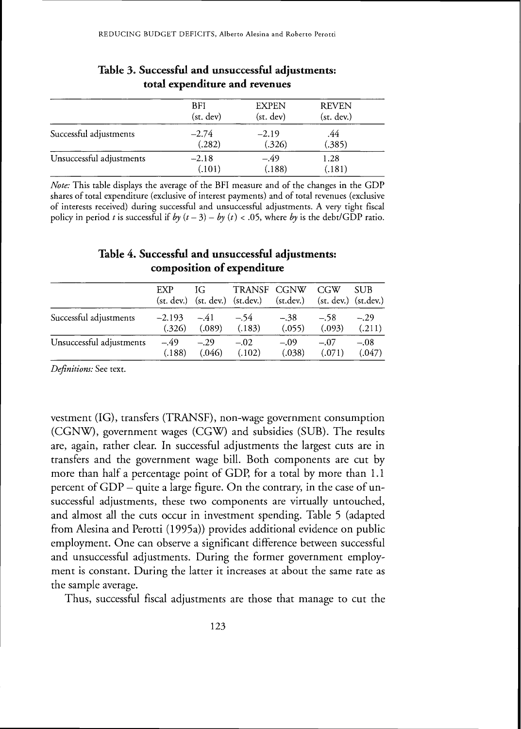**Table 3. Successful and unsuccessful adjustments: total expenditure and revenues**

| | BFI (st. dev) | EXPEN (st. dev) | REVEN (st. dev.) |
|---|---|---|---|
| Successful adjustments | −2.74 (.282) | −2.19 (.326) | .44 (.385) |
| Unsuccessful adjustments | −2.18 (.101) | −.49 (.188) | 1.28 (.181) |

*Note:* This table displays the average of the BFI measure and of the changes in the GDP shares of total expenditure (exclusive of interest payments) and of total revenues (exclusive of interests received) during successful and unsuccessful adjustments. A very tight fiscal policy in period $t$ is successful if $by\,(t-3) - by\,(t) < .05$, where $by$ is the debt/GDP ratio.

**Table 4. Successful and unsuccessful adjustments: composition of expenditure**

| | EXP (st. dev.) | IG (st. dev.) | TRANSF (st.dev.) | CGNW (st.dev.) | CGW (st. dev.) | SUB (st.dev.) |
|---|---|---|---|---|---|---|
| Successful adjustments | −2.193 (.326) | −.41 (.089) | −.54 (.183) | −.38 (.055) | −.58 (.093) | −.29 (.211) |
| Unsuccessful adjustments | −.49 (.188) | −.29 (.046) | −.02 (.102) | −.09 (.038) | −.07 (.071) | −.08 (.047) |

*Definitions:* See text.

vestment (IG), transfers (TRANSF), non-wage government consumption (CGNW), government wages (CGW) and subsidies (SUB). The results are, again, rather clear. In successful adjustments the largest cuts are in transfers and the government wage bill. Both components are cut by more than half a percentage point of GDP, for a total by more than 1.1 percent of GDP – quite a large figure. On the contrary, in the case of unsuccessful adjustments, these two components are virtually untouched, and almost all the cuts occur in investment spending. Table 5 (adapted from Alesina and Perotti (1995a)) provides additional evidence on public employment. One can observe a significant difference between successful and unsuccessful adjustments. During the former government employment is constant. During the latter it increases at about the same rate as the sample average.

Thus, successful fiscal adjustments are those that manage to cut the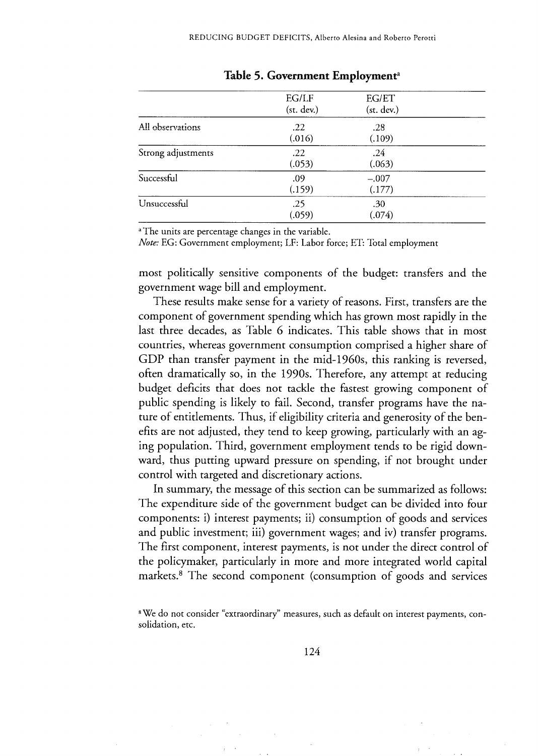**Table 5. Government Employment**[a]

| | EG/LF (st. dev.) | EG/ET (st. dev.) |
|---|---|---|
| All observations | .22 (.016) | .28 (.109) |
| Strong adjustments | .22 (.053) | .24 (.063) |
| Successful | .09 (.159) | −.007 (.177) |
| Unsuccessful | .25 (.059) | .30 (.074) |

[a] The units are percentage changes in the variable.

*Note:* EG: Government employment; LF: Labor force; ET: Total employment

most politically sensitive components of the budget: transfers and the government wage bill and employment.

These results make sense for a variety of reasons. First, transfers are the component of government spending which has grown most rapidly in the last three decades, as Table 6 indicates. This table shows that in most countries, whereas government consumption comprised a higher share of GDP than transfer payment in the mid-1960s, this ranking is reversed, often dramatically so, in the 1990s. Therefore, any attempt at reducing budget deficits that does not tackle the fastest growing component of public spending is likely to fail. Second, transfer programs have the nature of entitlements. Thus, if eligibility criteria and generosity of the benefits are not adjusted, they tend to keep growing, particularly with an aging population. Third, government employment tends to be rigid downward, thus putting upward pressure on spending, if not brought under control with targeted and discretionary actions.

In summary, the message of this section can be summarized as follows: The expenditure side of the government budget can be divided into four components: i) interest payments; ii) consumption of goods and services and public investment; iii) government wages; and iv) transfer programs. The first component, interest payments, is not under the direct control of the policymaker, particularly in more and more integrated world capital markets.[8] The second component (consumption of goods and services

[8] We do not consider "extraordinary" measures, such as default on interest payments, consolidation, etc.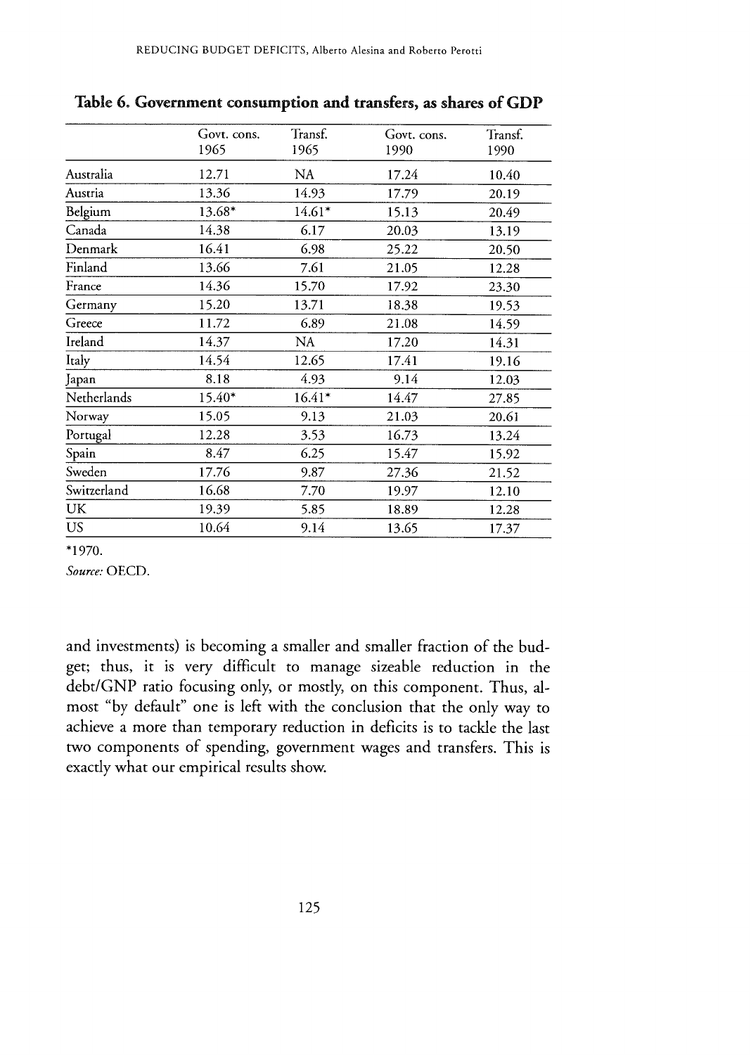**Table 6. Government consumption and transfers, as shares of GDP**

| | Govt. cons. 1965 | Transf. 1965 | Govt. cons. 1990 | Transf. 1990 |
|---|---|---|---|---|
| Australia | 12.71 | NA | 17.24 | 10.40 |
| Austria | 13.36 | 14.93 | 17.79 | 20.19 |
| Belgium | 13.68* | 14.61* | 15.13 | 20.49 |
| Canada | 14.38 | 6.17 | 20.03 | 13.19 |
| Denmark | 16.41 | 6.98 | 25.22 | 20.50 |
| Finland | 13.66 | 7.61 | 21.05 | 12.28 |
| France | 14.36 | 15.70 | 17.92 | 23.30 |
| Germany | 15.20 | 13.71 | 18.38 | 19.53 |
| Greece | 11.72 | 6.89 | 21.08 | 14.59 |
| Ireland | 14.37 | NA | 17.20 | 14.31 |
| Italy | 14.54 | 12.65 | 17.41 | 19.16 |
| Japan | 8.18 | 4.93 | 9.14 | 12.03 |
| Netherlands | 15.40* | 16.41* | 14.47 | 27.85 |
| Norway | 15.05 | 9.13 | 21.03 | 20.61 |
| Portugal | 12.28 | 3.53 | 16.73 | 13.24 |
| Spain | 8.47 | 6.25 | 15.47 | 15.92 |
| Sweden | 17.76 | 9.87 | 27.36 | 21.52 |
| Switzerland | 16.68 | 7.70 | 19.97 | 12.10 |
| UK | 19.39 | 5.85 | 18.89 | 12.28 |
| US | 10.64 | 9.14 | 13.65 | 17.37 |

*1970.

*Source:* OECD.

and investments) is becoming a smaller and smaller fraction of the budget; thus, it is very difficult to manage sizeable reduction in the debt/GNP ratio focusing only, or mostly, on this component. Thus, almost "by default" one is left with the conclusion that the only way to achieve a more than temporary reduction in deficits is to tackle the last two components of spending, government wages and transfers. This is exactly what our empirical results show.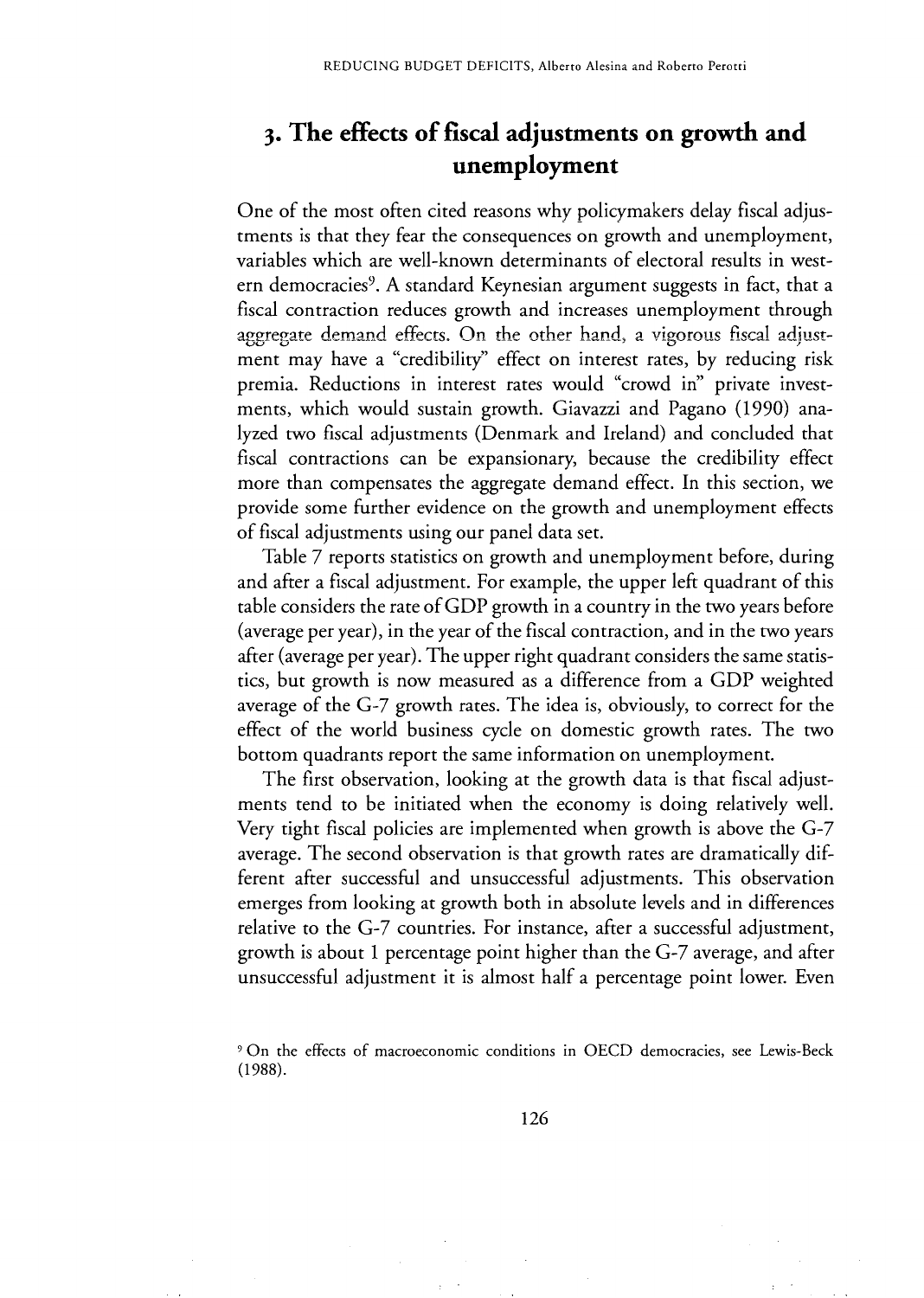## 3. The effects of fiscal adjustments on growth and unemployment

One of the most often cited reasons why policymakers delay fiscal adjustments is that they fear the consequences on growth and unemployment, variables which are well-known determinants of electoral results in western democracies[9]. A standard Keynesian argument suggests in fact, that a fiscal contraction reduces growth and increases unemployment through aggregate demand effects. On the other hand, a vigorous fiscal adjustment may have a "credibility" effect on interest rates, by reducing risk premia. Reductions in interest rates would "crowd in" private investments, which would sustain growth. Giavazzi and Pagano (1990) analyzed two fiscal adjustments (Denmark and Ireland) and concluded that fiscal contractions can be expansionary, because the credibility effect more than compensates the aggregate demand effect. In this section, we provide some further evidence on the growth and unemployment effects of fiscal adjustments using our panel data set.

Table 7 reports statistics on growth and unemployment before, during and after a fiscal adjustment. For example, the upper left quadrant of this table considers the rate of GDP growth in a country in the two years before (average per year), in the year of the fiscal contraction, and in the two years after (average per year). The upper right quadrant considers the same statistics, but growth is now measured as a difference from a GDP weighted average of the G-7 growth rates. The idea is, obviously, to correct for the effect of the world business cycle on domestic growth rates. The two bottom quadrants report the same information on unemployment.

The first observation, looking at the growth data is that fiscal adjustments tend to be initiated when the economy is doing relatively well. Very tight fiscal policies are implemented when growth is above the G-7 average. The second observation is that growth rates are dramatically different after successful and unsuccessful adjustments. This observation emerges from looking at growth both in absolute levels and in differences relative to the G-7 countries. For instance, after a successful adjustment, growth is about 1 percentage point higher than the G-7 average, and after unsuccessful adjustment it is almost half a percentage point lower. Even

[9] On the effects of macroeconomic conditions in OECD democracies, see Lewis-Beck (1988).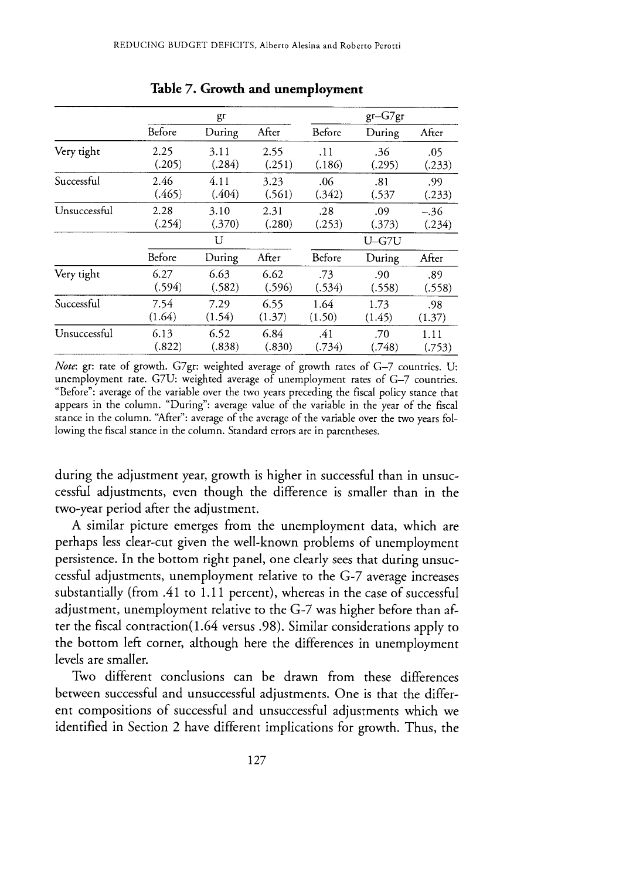**Table 7. Growth and unemployment**

| | gr | | | gr–G7gr | | |
|---|---|---|---|---|---|---|
| | Before | During | After | Before | During | After |
| Very tight | 2.25 (.205) | 3.11 (.284) | 2.55 (.251) | .11 (.186) | .36 (.295) | .05 (.233) |
| Successful | 2.46 (.465) | 4.11 (.404) | 3.23 (.561) | .06 (.342) | .81 (.537 | .99 (.233) |
| Unsuccessful | 2.28 (.254) | 3.10 (.370) | 2.31 (.280) | .28 (.253) | .09 (.373) | –.36 (.234) |
| | U | | | U–G7U | | |
| | Before | During | After | Before | During | After |
| Very tight | 6.27 (.594) | 6.63 (.582) | 6.62 (.596) | .73 (.534) | .90 (.558) | .89 (.558) |
| Successful | 7.54 (1.64) | 7.29 (1.54) | 6.55 (1.37) | 1.64 (1.50) | 1.73 (1.45) | .98 (1.37) |
| Unsuccessful | 6.13 (.822) | 6.52 (.838) | 6.84 (.830) | .41 (.734) | .70 (.748) | 1.11 (.753) |

*Note*: gr: rate of growth. G7gr: weighted average of growth rates of G–7 countries. U: unemployment rate. G7U: weighted average of unemployment rates of G–7 countries. "Before": average of the variable over the two years preceding the fiscal policy stance that appears in the column. "During": average value of the variable in the year of the fiscal stance in the column. "After": average of the average of the variable over the two years following the fiscal stance in the column. Standard errors are in parentheses.

during the adjustment year, growth is higher in successful than in unsuccessful adjustments, even though the difference is smaller than in the two-year period after the adjustment.

A similar picture emerges from the unemployment data, which are perhaps less clear-cut given the well-known problems of unemployment persistence. In the bottom right panel, one clearly sees that during unsuccessful adjustments, unemployment relative to the G-7 average increases substantially (from .41 to 1.11 percent), whereas in the case of successful adjustment, unemployment relative to the G-7 was higher before than after the fiscal contraction(1.64 versus .98). Similar considerations apply to the bottom left corner, although here the differences in unemployment levels are smaller.

Two different conclusions can be drawn from these differences between successful and unsuccessful adjustments. One is that the different compositions of successful and unsuccessful adjustments which we identified in Section 2 have different implications for growth. Thus, the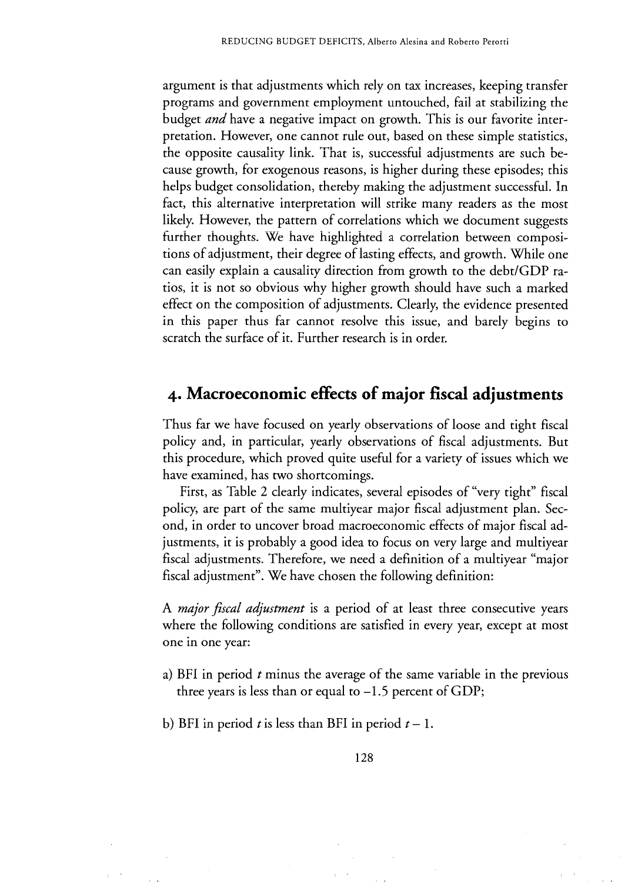argument is that adjustments which rely on tax increases, keeping transfer programs and government employment untouched, fail at stabilizing the budget *and* have a negative impact on growth. This is our favorite interpretation. However, one cannot rule out, based on these simple statistics, the opposite causality link. That is, successful adjustments are such because growth, for exogenous reasons, is higher during these episodes; this helps budget consolidation, thereby making the adjustment successful. In fact, this alternative interpretation will strike many readers as the most likely. However, the pattern of correlations which we document suggests further thoughts. We have highlighted a correlation between compositions of adjustment, their degree of lasting effects, and growth. While one can easily explain a causality direction from growth to the debt/GDP ratios, it is not so obvious why higher growth should have such a marked effect on the composition of adjustments. Clearly, the evidence presented in this paper thus far cannot resolve this issue, and barely begins to scratch the surface of it. Further research is in order.

## 4. Macroeconomic effects of major fiscal adjustments

Thus far we have focused on yearly observations of loose and tight fiscal policy and, in particular, yearly observations of fiscal adjustments. But this procedure, which proved quite useful for a variety of issues which we have examined, has two shortcomings.

First, as Table 2 clearly indicates, several episodes of "very tight" fiscal policy, are part of the same multiyear major fiscal adjustment plan. Second, in order to uncover broad macroeconomic effects of major fiscal adjustments, it is probably a good idea to focus on very large and multiyear fiscal adjustments. Therefore, we need a definition of a multiyear "major fiscal adjustment". We have chosen the following definition:

A *major fiscal adjustment* is a period of at least three consecutive years where the following conditions are satisfied in every year, except at most one in one year:

a) BFI in period $t$ minus the average of the same variable in the previous three years is less than or equal to $-1.5$ percent of GDP;

b) BFI in period $t$ is less than BFI in period $t-1$.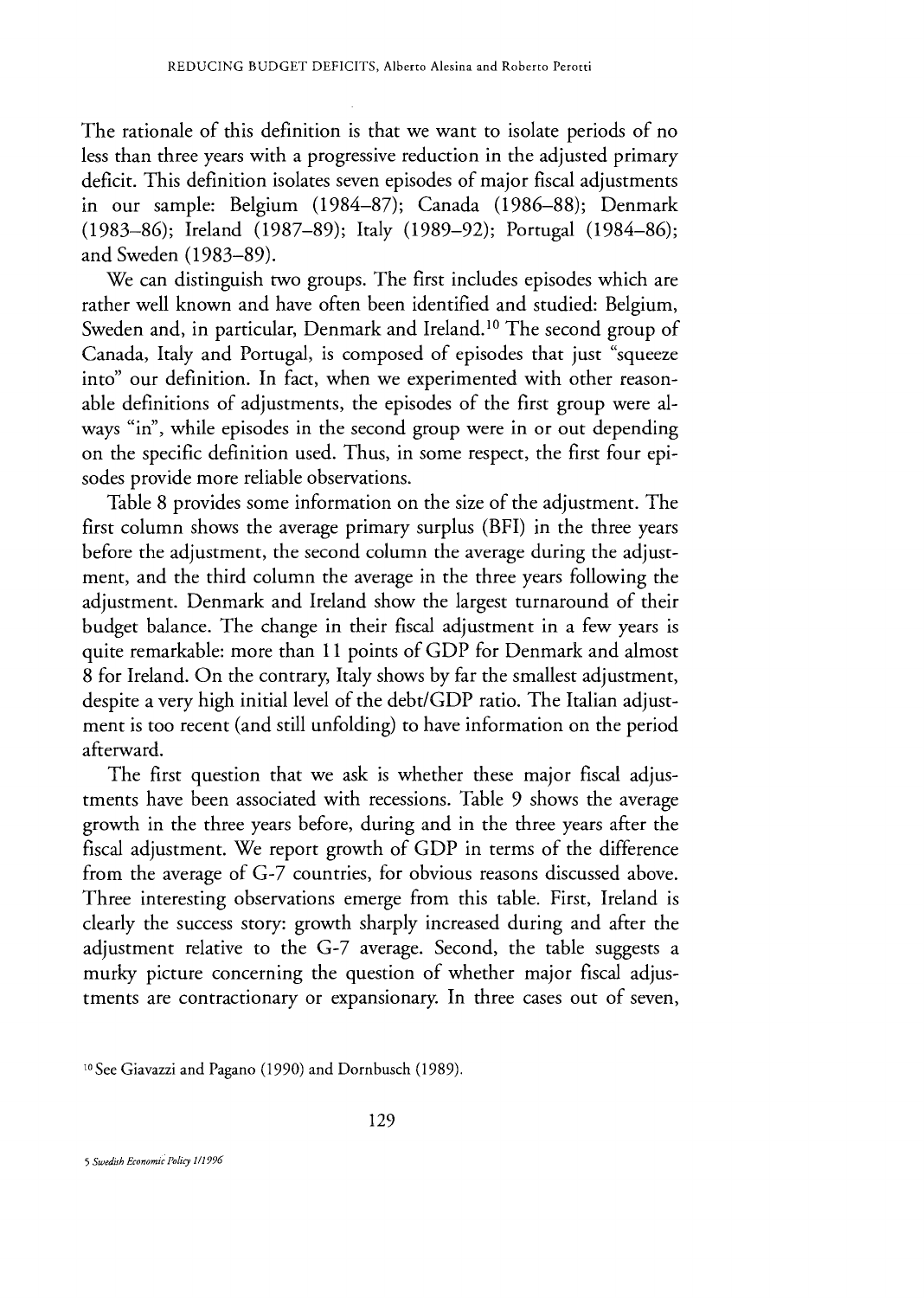The rationale of this definition is that we want to isolate periods of no less than three years with a progressive reduction in the adjusted primary deficit. This definition isolates seven episodes of major fiscal adjustments in our sample: Belgium (1984–87); Canada (1986–88); Denmark (1983–86); Ireland (1987–89); Italy (1989–92); Portugal (1984–86); and Sweden (1983–89).

We can distinguish two groups. The first includes episodes which are rather well known and have often been identified and studied: Belgium, Sweden and, in particular, Denmark and Ireland.[10] The second group of Canada, Italy and Portugal, is composed of episodes that just "squeeze into" our definition. In fact, when we experimented with other reasonable definitions of adjustments, the episodes of the first group were always "in", while episodes in the second group were in or out depending on the specific definition used. Thus, in some respect, the first four episodes provide more reliable observations.

Table 8 provides some information on the size of the adjustment. The first column shows the average primary surplus (BFI) in the three years before the adjustment, the second column the average during the adjustment, and the third column the average in the three years following the adjustment. Denmark and Ireland show the largest turnaround of their budget balance. The change in their fiscal adjustment in a few years is quite remarkable: more than 11 points of GDP for Denmark and almost 8 for Ireland. On the contrary, Italy shows by far the smallest adjustment, despite a very high initial level of the debt/GDP ratio. The Italian adjustment is too recent (and still unfolding) to have information on the period afterward.

The first question that we ask is whether these major fiscal adjustments have been associated with recessions. Table 9 shows the average growth in the three years before, during and in the three years after the fiscal adjustment. We report growth of GDP in terms of the difference from the average of G-7 countries, for obvious reasons discussed above. Three interesting observations emerge from this table. First, Ireland is clearly the success story: growth sharply increased during and after the adjustment relative to the G-7 average. Second, the table suggests a murky picture concerning the question of whether major fiscal adjustments are contractionary or expansionary. In three cases out of seven,

[10] See Giavazzi and Pagano (1990) and Dornbusch (1989).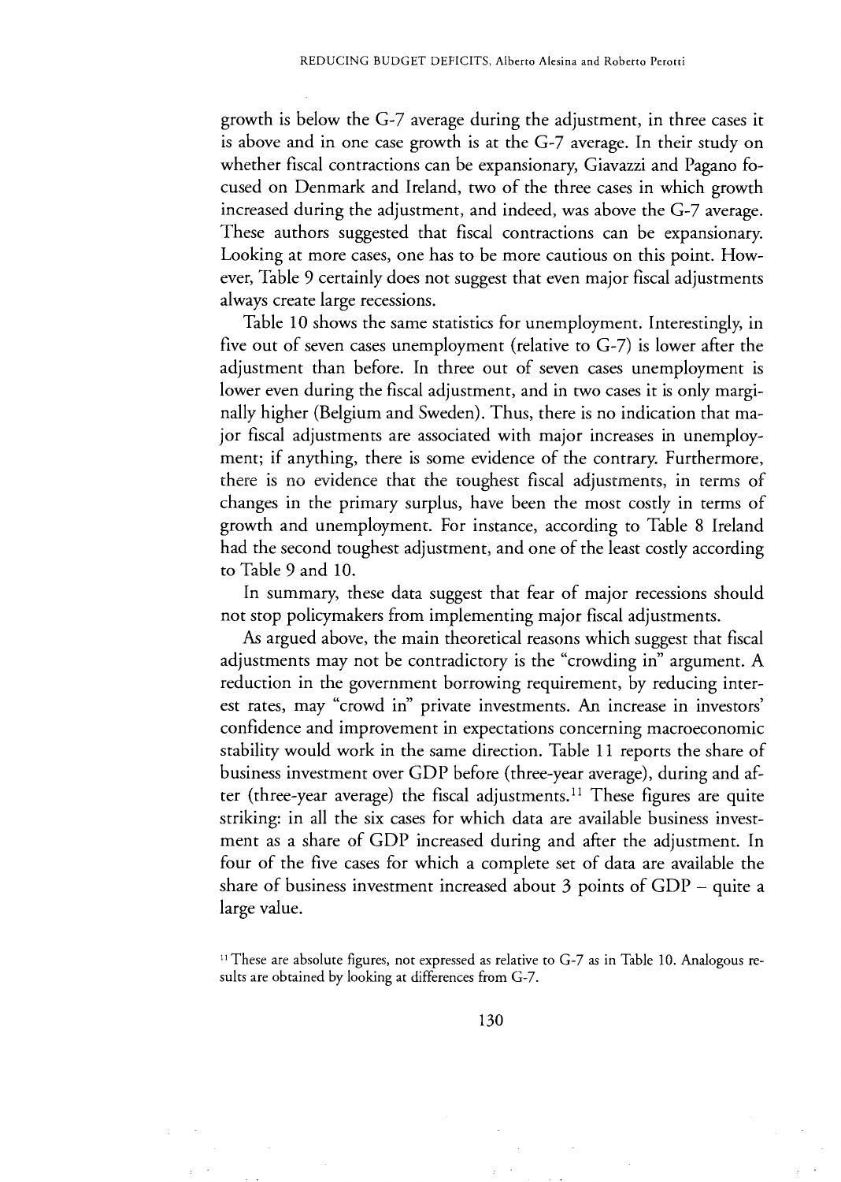growth is below the G-7 average during the adjustment, in three cases it is above and in one case growth is at the G-7 average. In their study on whether fiscal contractions can be expansionary, Giavazzi and Pagano focused on Denmark and Ireland, two of the three cases in which growth increased during the adjustment, and indeed, was above the G-7 average. These authors suggested that fiscal contractions can be expansionary. Looking at more cases, one has to be more cautious on this point. However, Table 9 certainly does not suggest that even major fiscal adjustments always create large recessions.

Table 10 shows the same statistics for unemployment. Interestingly, in five out of seven cases unemployment (relative to G-7) is lower after the adjustment than before. In three out of seven cases unemployment is lower even during the fiscal adjustment, and in two cases it is only marginally higher (Belgium and Sweden). Thus, there is no indication that major fiscal adjustments are associated with major increases in unemployment; if anything, there is some evidence of the contrary. Furthermore, there is no evidence that the toughest fiscal adjustments, in terms of changes in the primary surplus, have been the most costly in terms of growth and unemployment. For instance, according to Table 8 Ireland had the second toughest adjustment, and one of the least costly according to Table 9 and 10.

In summary, these data suggest that fear of major recessions should not stop policymakers from implementing major fiscal adjustments.

As argued above, the main theoretical reasons which suggest that fiscal adjustments may not be contradictory is the "crowding in" argument. A reduction in the government borrowing requirement, by reducing interest rates, may "crowd in" private investments. An increase in investors' confidence and improvement in expectations concerning macroeconomic stability would work in the same direction. Table 11 reports the share of business investment over GDP before (three-year average), during and after (three-year average) the fiscal adjustments.[11] These figures are quite striking: in all the six cases for which data are available business investment as a share of GDP increased during and after the adjustment. In four of the five cases for which a complete set of data are available the share of business investment increased about 3 points of GDP – quite a large value.

[11] These are absolute figures, not expressed as relative to G-7 as in Table 10. Analogous results are obtained by looking at differences from G-7.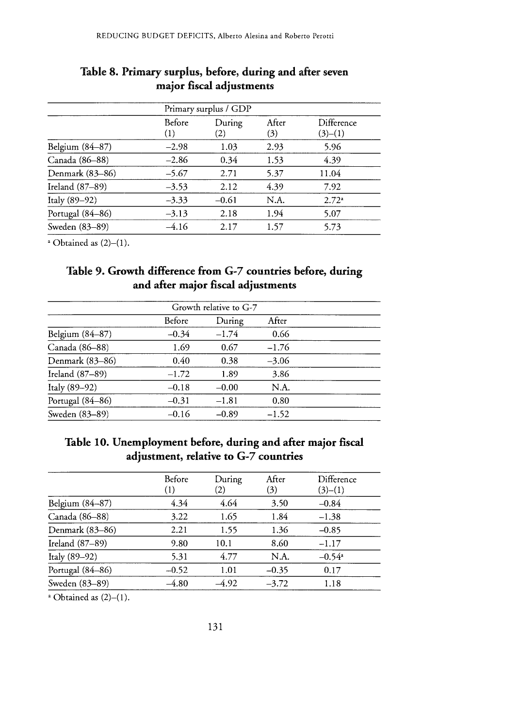### Table 8. Primary surplus, before, during and after seven major fiscal adjustments

| | Primary surplus / GDP | | | |
|---|---|---|---|---|
| | Before (1) | During (2) | After (3) | Difference (3)–(1) |
| Belgium (84–87) | –2.98 | 1.03 | 2.93 | 5.96 |
| Canada (86–88) | –2.86 | 0.34 | 1.53 | 4.39 |
| Denmark (83–86) | –5.67 | 2.71 | 5.37 | 11.04 |
| Ireland (87–89) | –3.53 | 2.12 | 4.39 | 7.92 |
| Italy (89–92) | –3.33 | –0.61 | N.A. | 2.72[a] |
| Portugal (84–86) | –3.13 | 2.18 | 1.94 | 5.07 |
| Sweden (83–89) | –4.16 | 2.17 | 1.57 | 5.73 |

[a] Obtained as (2)–(1).

### Table 9. Growth difference from G-7 countries before, during and after major fiscal adjustments

| | Growth relative to G-7 | | |
|---|---|---|---|
| | Before | During | After |
| Belgium (84–87) | –0.34 | –1.74 | 0.66 |
| Canada (86–88) | 1.69 | 0.67 | –1.76 |
| Denmark (83–86) | 0.40 | 0.38 | –3.06 |
| Ireland (87–89) | –1.72 | 1.89 | 3.86 |
| Italy (89–92) | –0.18 | –0.00 | N.A. |
| Portugal (84–86) | –0.31 | –1.81 | 0.80 |
| Sweden (83–89) | –0.16 | –0.89 | –1.52 |

### Table 10. Unemployment before, during and after major fiscal adjustment, relative to G-7 countries

| | Before (1) | During (2) | After (3) | Difference (3)–(1) |
|---|---|---|---|---|
| Belgium (84–87) | 4.34 | 4.64 | 3.50 | –0.84 |
| Canada (86–88) | 3.22 | 1.65 | 1.84 | –1.38 |
| Denmark (83–86) | 2.21 | 1.55 | 1.36 | –0.85 |
| Ireland (87–89) | 9.80 | 10.1 | 8.60 | –1.17 |
| Italy (89–92) | 5.31 | 4.77 | N.A. | –0.54[a] |
| Portugal (84–86) | –0.52 | 1.01 | –0.35 | 0.17 |
| Sweden (83–89) | –4.80 | –4.92 | –3.72 | 1.18 |

[a] Obtained as (2)–(1).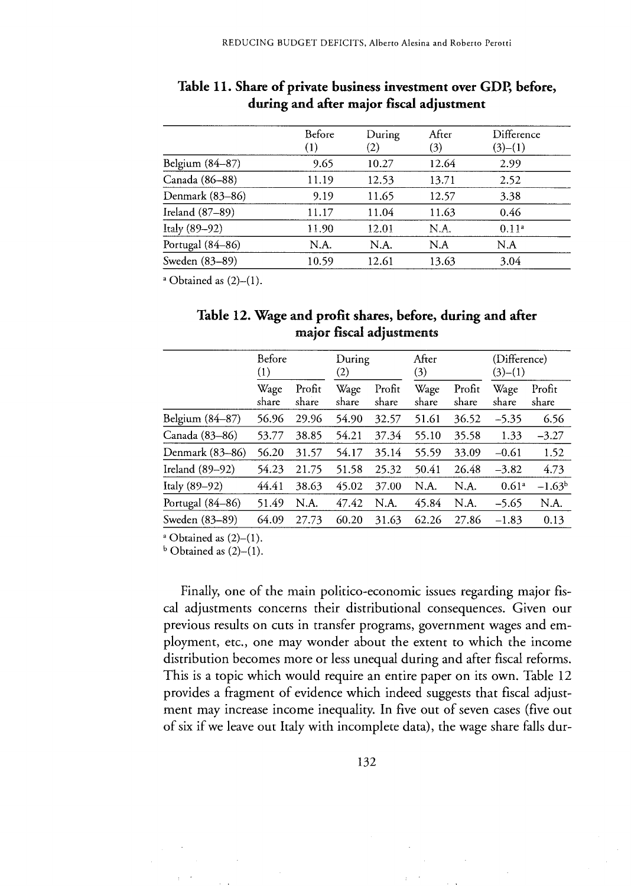**Table 11. Share of private business investment over GDP, before, during and after major fiscal adjustment**

| | Before (1) | During (2) | After (3) | Difference (3)–(1) |
|---|---|---|---|---|
| Belgium (84–87) | 9.65 | 10.27 | 12.64 | 2.99 |
| Canada (86–88) | 11.19 | 12.53 | 13.71 | 2.52 |
| Denmark (83–86) | 9.19 | 11.65 | 12.57 | 3.38 |
| Ireland (87–89) | 11.17 | 11.04 | 11.63 | 0.46 |
| Italy (89–92) | 11.90 | 12.01 | N.A. | 0.11[a] |
| Portugal (84–86) | N.A. | N.A. | N.A | N.A |
| Sweden (83–89) | 10.59 | 12.61 | 13.63 | 3.04 |

[a] Obtained as (2)–(1).

**Table 12. Wage and profit shares, before, during and after major fiscal adjustments**

| | Before (1) | | During (2) | | After (3) | | (Difference) (3)–(1) | |
|---|---|---|---|---|---|---|---|---|
| | Wage share | Profit share | Wage share | Profit share | Wage share | Profit share | Wage share | Profit share |
| Belgium (84–87) | 56.96 | 29.96 | 54.90 | 32.57 | 51.61 | 36.52 | –5.35 | 6.56 |
| Canada (83–86) | 53.77 | 38.85 | 54.21 | 37.34 | 55.10 | 35.58 | 1.33 | –3.27 |
| Denmark (83–86) | 56.20 | 31.57 | 54.17 | 35.14 | 55.59 | 33.09 | –0.61 | 1.52 |
| Ireland (89–92) | 54.23 | 21.75 | 51.58 | 25.32 | 50.41 | 26.48 | –3.82 | 4.73 |
| Italy (89–92) | 44.41 | 38.63 | 45.02 | 37.00 | N.A. | N.A. | 0.61[a] | –1.63[b] |
| Portugal (84–86) | 51.49 | N.A. | 47.42 | N.A. | 45.84 | N.A. | –5.65 | N.A. |
| Sweden (83–89) | 64.09 | 27.73 | 60.20 | 31.63 | 62.26 | 27.86 | –1.83 | 0.13 |

[a] Obtained as (2)–(1).
[b] Obtained as (2)–(1).

Finally, one of the main politico-economic issues regarding major fiscal adjustments concerns their distributional consequences. Given our previous results on cuts in transfer programs, government wages and employment, etc., one may wonder about the extent to which the income distribution becomes more or less unequal during and after fiscal reforms. This is a topic which would require an entire paper on its own. Table 12 provides a fragment of evidence which indeed suggests that fiscal adjustment may increase income inequality. In five out of seven cases (five out of six if we leave out Italy with incomplete data), the wage share falls dur-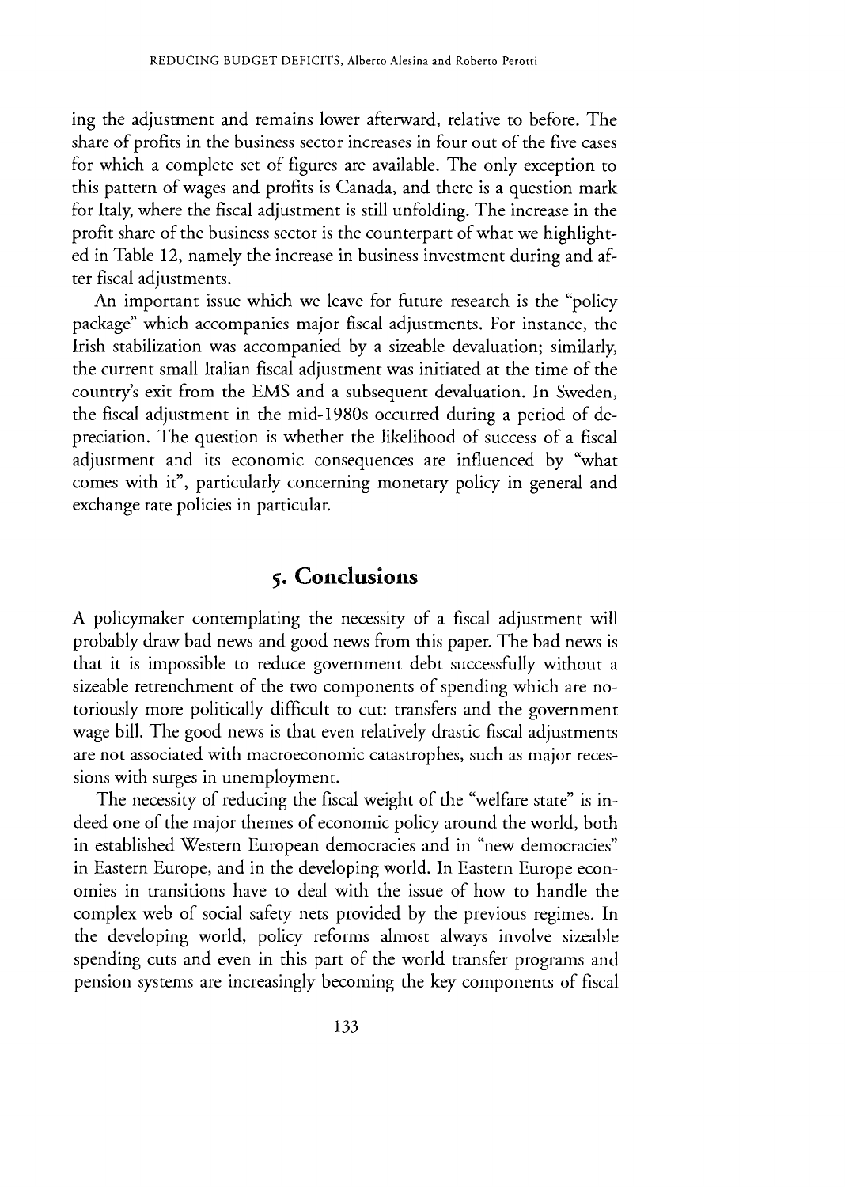ing the adjustment and remains lower afterward, relative to before. The share of profits in the business sector increases in four out of the five cases for which a complete set of figures are available. The only exception to this pattern of wages and profits is Canada, and there is a question mark for Italy, where the fiscal adjustment is still unfolding. The increase in the profit share of the business sector is the counterpart of what we highlighted in Table 12, namely the increase in business investment during and after fiscal adjustments.

An important issue which we leave for future research is the "policy package" which accompanies major fiscal adjustments. For instance, the Irish stabilization was accompanied by a sizeable devaluation; similarly, the current small Italian fiscal adjustment was initiated at the time of the country's exit from the EMS and a subsequent devaluation. In Sweden, the fiscal adjustment in the mid-1980s occurred during a period of depreciation. The question is whether the likelihood of success of a fiscal adjustment and its economic consequences are influenced by "what comes with it", particularly concerning monetary policy in general and exchange rate policies in particular.

## 5. Conclusions

A policymaker contemplating the necessity of a fiscal adjustment will probably draw bad news and good news from this paper. The bad news is that it is impossible to reduce government debt successfully without a sizeable retrenchment of the two components of spending which are notoriously more politically difficult to cut: transfers and the government wage bill. The good news is that even relatively drastic fiscal adjustments are not associated with macroeconomic catastrophes, such as major recessions with surges in unemployment.

The necessity of reducing the fiscal weight of the "welfare state" is indeed one of the major themes of economic policy around the world, both in established Western European democracies and in "new democracies" in Eastern Europe, and in the developing world. In Eastern Europe economies in transitions have to deal with the issue of how to handle the complex web of social safety nets provided by the previous regimes. In the developing world, policy reforms almost always involve sizeable spending cuts and even in this part of the world transfer programs and pension systems are increasingly becoming the key components of fiscal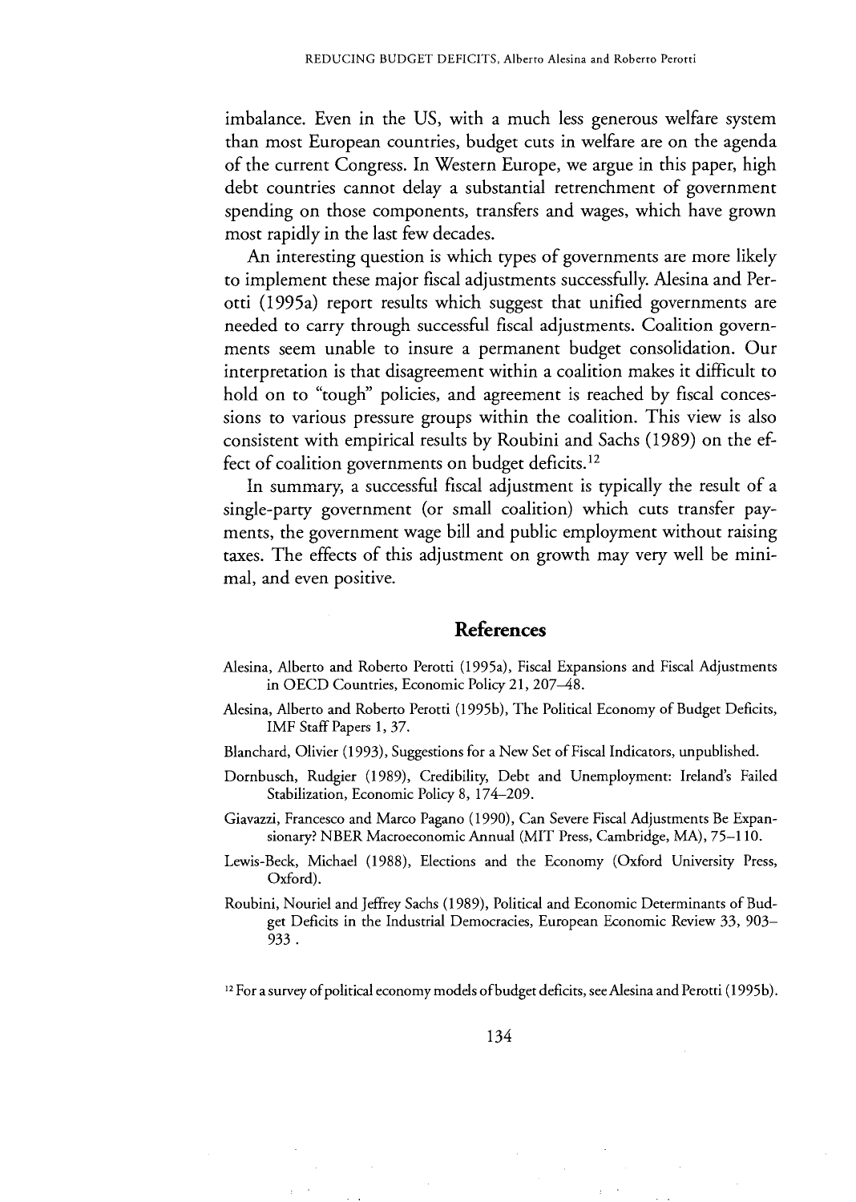imbalance. Even in the US, with a much less generous welfare system than most European countries, budget cuts in welfare are on the agenda of the current Congress. In Western Europe, we argue in this paper, high debt countries cannot delay a substantial retrenchment of government spending on those components, transfers and wages, which have grown most rapidly in the last few decades.

An interesting question is which types of governments are more likely to implement these major fiscal adjustments successfully. Alesina and Perotti (1995a) report results which suggest that unified governments are needed to carry through successful fiscal adjustments. Coalition governments seem unable to insure a permanent budget consolidation. Our interpretation is that disagreement within a coalition makes it difficult to hold on to "tough" policies, and agreement is reached by fiscal concessions to various pressure groups within the coalition. This view is also consistent with empirical results by Roubini and Sachs (1989) on the effect of coalition governments on budget deficits.[12]

In summary, a successful fiscal adjustment is typically the result of a single-party government (or small coalition) which cuts transfer payments, the government wage bill and public employment without raising taxes. The effects of this adjustment on growth may very well be minimal, and even positive.

## References

Alesina, Alberto and Roberto Perotti (1995a), Fiscal Expansions and Fiscal Adjustments in OECD Countries, Economic Policy 21, 207–48.

Alesina, Alberto and Roberto Perotti (1995b), The Political Economy of Budget Deficits, IMF Staff Papers 1, 37.

Blanchard, Olivier (1993), Suggestions for a New Set of Fiscal Indicators, unpublished.

Dornbusch, Rudgier (1989), Credibility, Debt and Unemployment: Ireland's Failed Stabilization, Economic Policy 8, 174–209.

Giavazzi, Francesco and Marco Pagano (1990), Can Severe Fiscal Adjustments Be Expansionary? NBER Macroeconomic Annual (MIT Press, Cambridge, MA), 75–110.

Lewis-Beck, Michael (1988), Elections and the Economy (Oxford University Press, Oxford).

Roubini, Nouriel and Jeffrey Sachs (1989), Political and Economic Determinants of Budget Deficits in the Industrial Democracies, European Economic Review 33, 903–933 .

[12] For a survey of political economy models of budget deficits, see Alesina and Perotti (1995b).